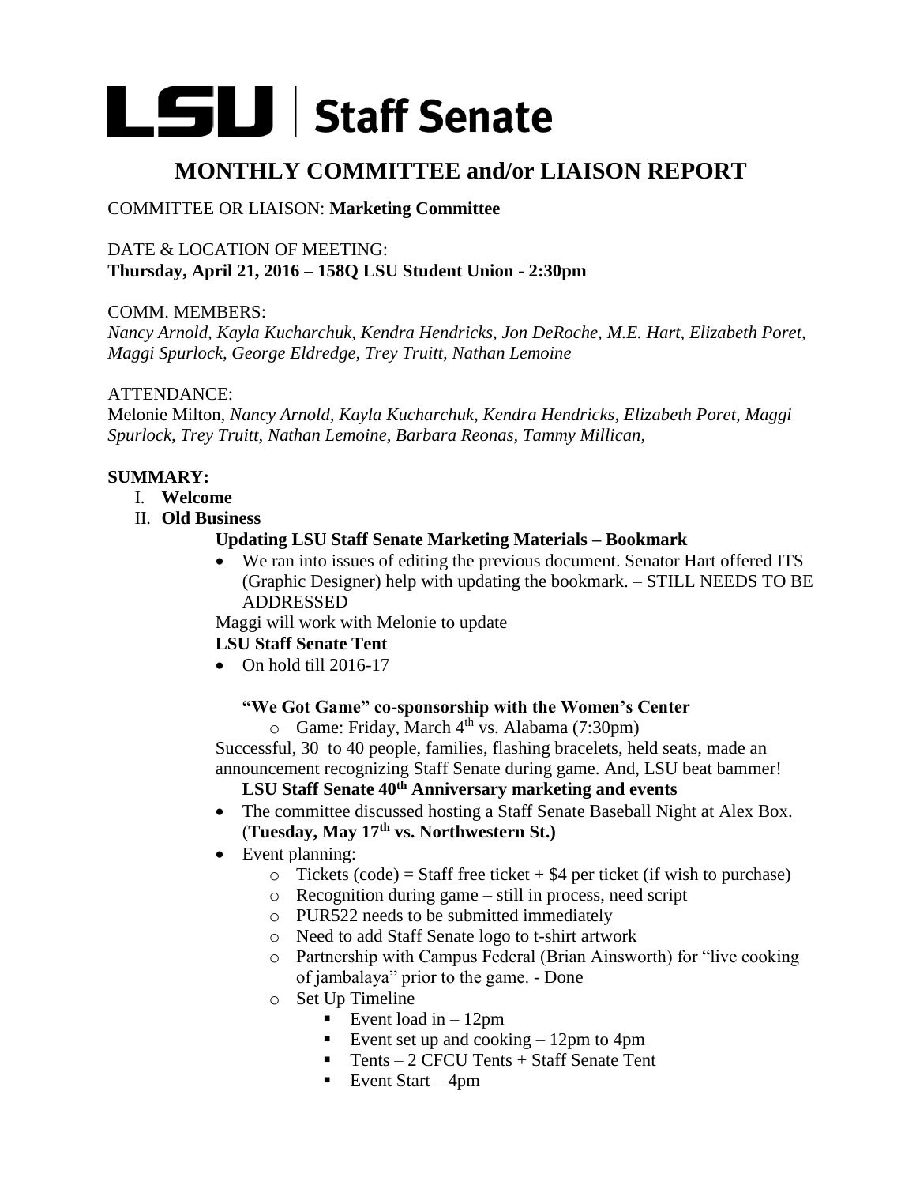# LSU | Staff Senate

## MONTHLY COMMITTEE and/or LIAISON REPORT

COMMITTEE OR LIAISON: **Marketing Committee**

DATE & LOCATION OF MEETING:
**Thursday, April 21, 2016 – 158Q LSU Student Union - 2:30pm**

COMM. MEMBERS:
*Nancy Arnold, Kayla Kucharchuk, Kendra Hendricks, Jon DeRoche, M.E. Hart, Elizabeth Poret, Maggi Spurlock, George Eldredge, Trey Truitt, Nathan Lemoine*

ATTENDANCE:
Melonie Milton, *Nancy Arnold, Kayla Kucharchuk, Kendra Hendricks, Elizabeth Poret, Maggi Spurlock, Trey Truitt, Nathan Lemoine, Barbara Reonas, Tammy Millican,*

**SUMMARY:**

I. **Welcome**
II. **Old Business**

**Updating LSU Staff Senate Marketing Materials – Bookmark**

- We ran into issues of editing the previous document. Senator Hart offered ITS (Graphic Designer) help with updating the bookmark. – STILL NEEDS TO BE ADDRESSED

Maggi will work with Melonie to update

**LSU Staff Senate Tent**

- On hold till 2016-17

**"We Got Game" co-sponsorship with the Women's Center**

- Game: Friday, March 4th vs. Alabama (7:30pm)

Successful, 30 to 40 people, families, flashing bracelets, held seats, made an announcement recognizing Staff Senate during game. And, LSU beat bammer!

**LSU Staff Senate 40th Anniversary marketing and events**

- The committee discussed hosting a Staff Senate Baseball Night at Alex Box. (**Tuesday, May 17th vs. Northwestern St.)**
- Event planning:
  - Tickets (code) = Staff free ticket + $4 per ticket (if wish to purchase)
  - Recognition during game – still in process, need script
  - PUR522 needs to be submitted immediately
  - Need to add Staff Senate logo to t-shirt artwork
  - Partnership with Campus Federal (Brian Ainsworth) for "live cooking of jambalaya" prior to the game. - Done
  - Set Up Timeline
    - Event load in – 12pm
    - Event set up and cooking – 12pm to 4pm
    - Tents – 2 CFCU Tents + Staff Senate Tent
    - Event Start – 4pm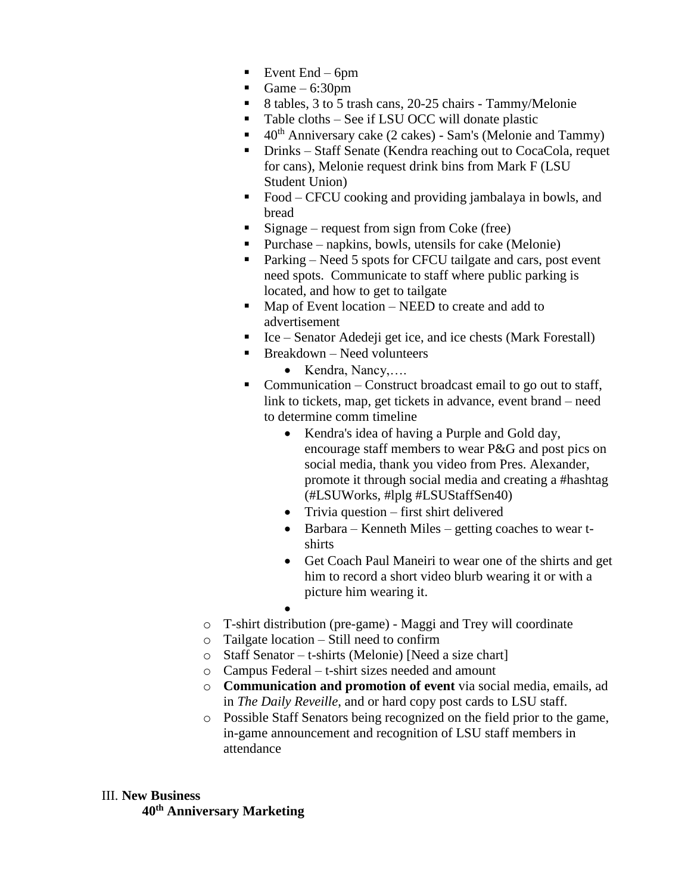- Event End – 6pm
    - Game – 6:30pm
    - 8 tables, 3 to 5 trash cans, 20-25 chairs - Tammy/Melonie
    - Table cloths – See if LSU OCC will donate plastic
    - 40th Anniversary cake (2 cakes) - Sam's (Melonie and Tammy)
    - Drinks – Staff Senate (Kendra reaching out to CocaCola, requet for cans), Melonie request drink bins from Mark F (LSU Student Union)
    - Food – CFCU cooking and providing jambalaya in bowls, and bread
    - Signage – request from sign from Coke (free)
    - Purchase – napkins, bowls, utensils for cake (Melonie)
    - Parking – Need 5 spots for CFCU tailgate and cars, post event need spots. Communicate to staff where public parking is located, and how to get to tailgate
    - Map of Event location – NEED to create and add to advertisement
    - Ice – Senator Adedeji get ice, and ice chests (Mark Forestall)
    - Breakdown – Need volunteers
      - Kendra, Nancy,….
    - Communication – Construct broadcast email to go out to staff, link to tickets, map, get tickets in advance, event brand – need to determine comm timeline
      - Kendra's idea of having a Purple and Gold day, encourage staff members to wear P&G and post pics on social media, thank you video from Pres. Alexander, promote it through social media and creating a #hashtag (#LSUWorks, #lplg #LSUStaffSen40)
      - Trivia question – first shirt delivered
      - Barbara – Kenneth Miles – getting coaches to wear t-shirts
      - Get Coach Paul Maneiri to wear one of the shirts and get him to record a short video blurb wearing it or with a picture him wearing it.
      - 
  - T-shirt distribution (pre-game) - Maggi and Trey will coordinate
  - Tailgate location – Still need to confirm
  - Staff Senator – t-shirts (Melonie) [Need a size chart]
  - Campus Federal – t-shirt sizes needed and amount
  - **Communication and promotion of event** via social media, emails, ad in *The Daily Reveille*, and or hard copy post cards to LSU staff.
  - Possible Staff Senators being recognized on the field prior to the game, in-game announcement and recognition of LSU staff members in attendance

III. **New Business**

**40th Anniversary Marketing**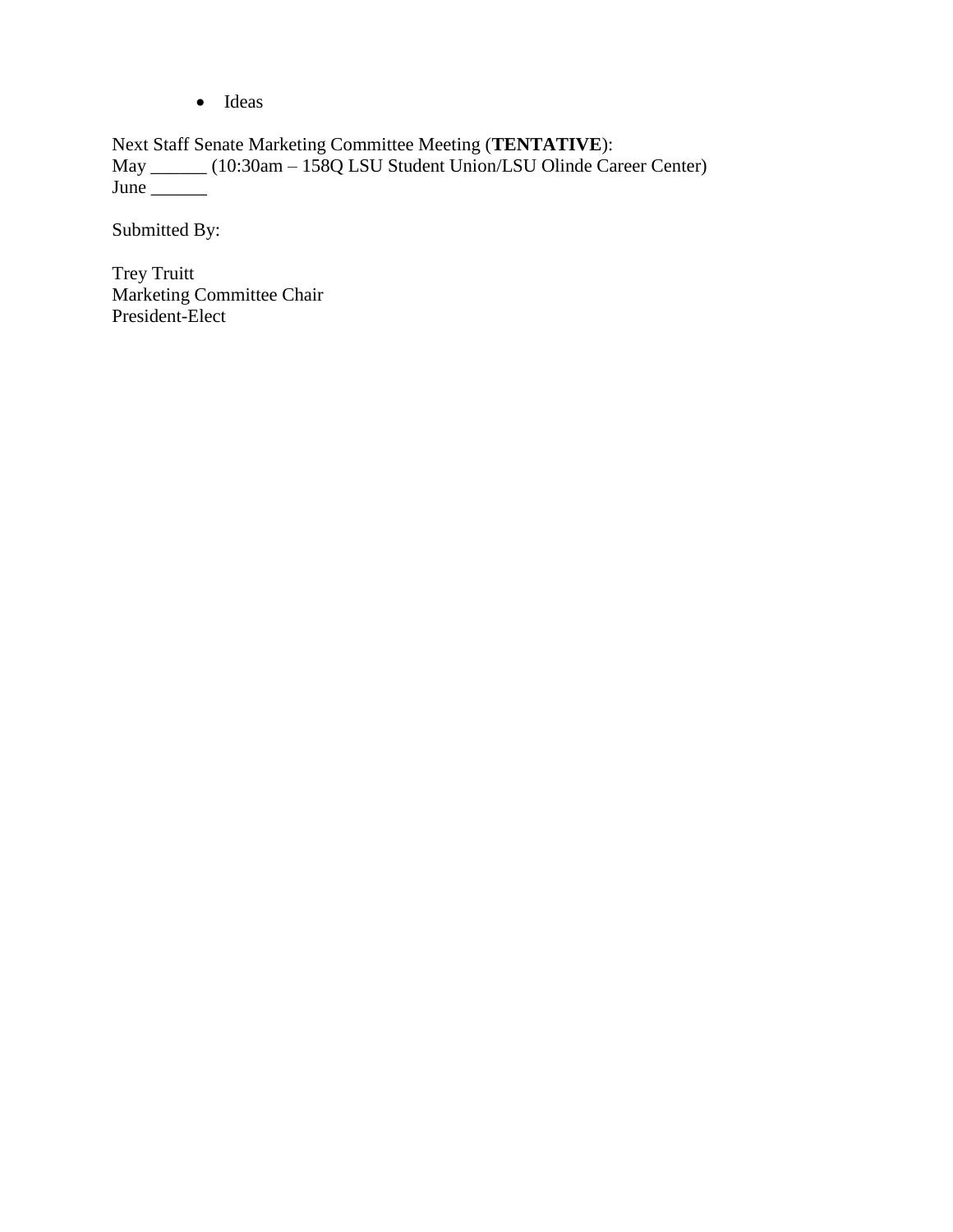- Ideas

Next Staff Senate Marketing Committee Meeting (**TENTATIVE**):
May ______ (10:30am – 158Q LSU Student Union/LSU Olinde Career Center)
June ______

Submitted By:

Trey Truitt
Marketing Committee Chair
President-Elect